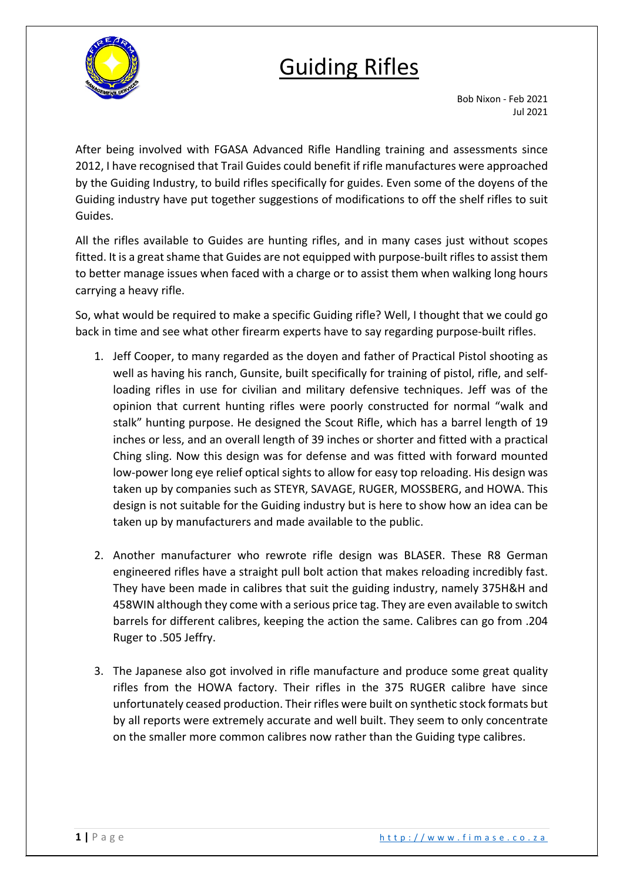# Guiding Rifles

Bob Nixon - Feb 2021
Jul 2021

After being involved with FGASA Advanced Rifle Handling training and assessments since 2012, I have recognised that Trail Guides could benefit if rifle manufactures were approached by the Guiding Industry, to build rifles specifically for guides. Even some of the doyens of the Guiding industry have put together suggestions of modifications to off the shelf rifles to suit Guides.

All the rifles available to Guides are hunting rifles, and in many cases just without scopes fitted. It is a great shame that Guides are not equipped with purpose-built rifles to assist them to better manage issues when faced with a charge or to assist them when walking long hours carrying a heavy rifle.

So, what would be required to make a specific Guiding rifle? Well, I thought that we could go back in time and see what other firearm experts have to say regarding purpose-built rifles.

1. Jeff Cooper, to many regarded as the doyen and father of Practical Pistol shooting as well as having his ranch, Gunsite, built specifically for training of pistol, rifle, and self-loading rifles in use for civilian and military defensive techniques. Jeff was of the opinion that current hunting rifles were poorly constructed for normal "walk and stalk" hunting purpose. He designed the Scout Rifle, which has a barrel length of 19 inches or less, and an overall length of 39 inches or shorter and fitted with a practical Ching sling. Now this design was for defense and was fitted with forward mounted low-power long eye relief optical sights to allow for easy top reloading. His design was taken up by companies such as STEYR, SAVAGE, RUGER, MOSSBERG, and HOWA. This design is not suitable for the Guiding industry but is here to show how an idea can be taken up by manufacturers and made available to the public.

2. Another manufacturer who rewrote rifle design was BLASER. These R8 German engineered rifles have a straight pull bolt action that makes reloading incredibly fast. They have been made in calibres that suit the guiding industry, namely 375H&H and 458WIN although they come with a serious price tag. They are even available to switch barrels for different calibres, keeping the action the same. Calibres can go from .204 Ruger to .505 Jeffry.

3. The Japanese also got involved in rifle manufacture and produce some great quality rifles from the HOWA factory. Their rifles in the 375 RUGER calibre have since unfortunately ceased production. Their rifles were built on synthetic stock formats but by all reports were extremely accurate and well built. They seem to only concentrate on the smaller more common calibres now rather than the Guiding type calibres.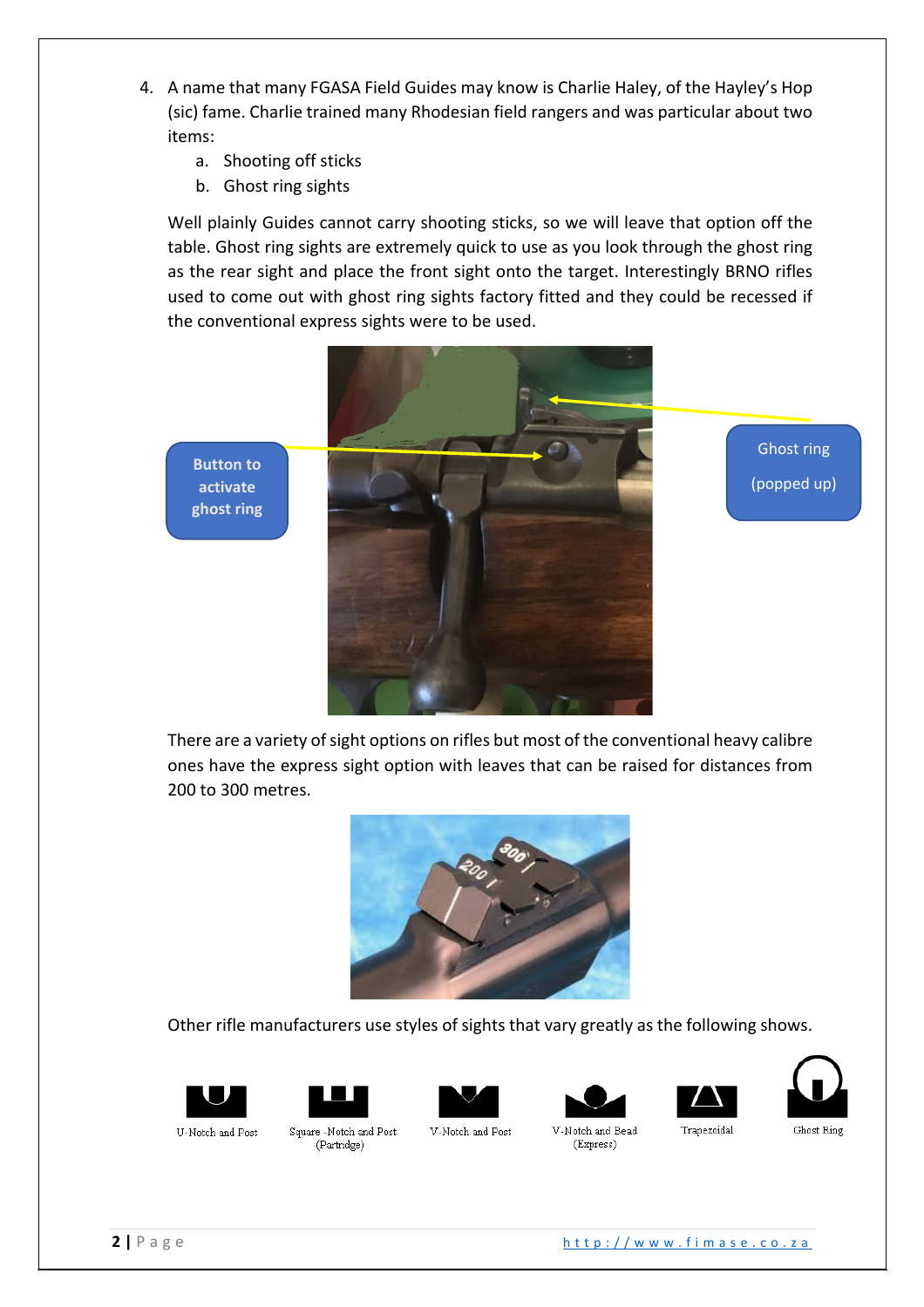4. A name that many FGASA Field Guides may know is Charlie Haley, of the Hayley's Hop (sic) fame. Charlie trained many Rhodesian field rangers and was particular about two items:
   a. Shooting off sticks
   b. Ghost ring sights

   Well plainly Guides cannot carry shooting sticks, so we will leave that option off the table. Ghost ring sights are extremely quick to use as you look through the ghost ring as the rear sight and place the front sight onto the target. Interestingly BRNO rifles used to come out with ghost ring sights factory fitted and they could be recessed if the conventional express sights were to be used.

   Button to activate ghost ring

   Ghost ring (popped up)

   There are a variety of sight options on rifles but most of the conventional heavy calibre ones have the express sight option with leaves that can be raised for distances from 200 to 300 metres.

   Other rifle manufacturers use styles of sights that vary greatly as the following shows.

   U-Notch and Post | Square -Notch and Post (Partridge) | V-Notch and Post | V-Notch and Bead (Express) | Trapezoidal | Ghost Ring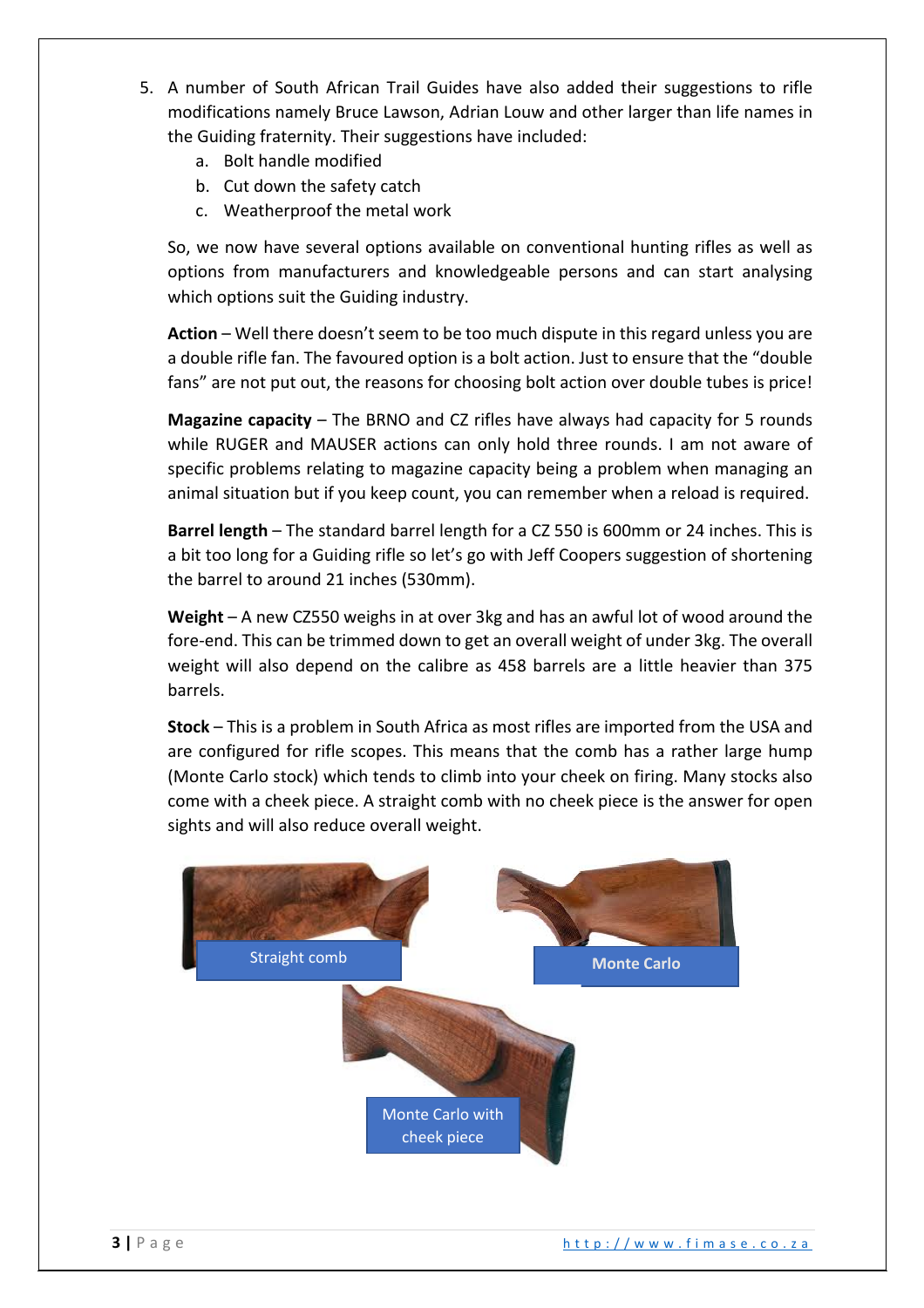5. A number of South African Trail Guides have also added their suggestions to rifle modifications namely Bruce Lawson, Adrian Louw and other larger than life names in the Guiding fraternity. Their suggestions have included:
   a. Bolt handle modified
   b. Cut down the safety catch
   c. Weatherproof the metal work

   So, we now have several options available on conventional hunting rifles as well as options from manufacturers and knowledgeable persons and can start analysing which options suit the Guiding industry.

   **Action** – Well there doesn't seem to be too much dispute in this regard unless you are a double rifle fan. The favoured option is a bolt action. Just to ensure that the "double fans" are not put out, the reasons for choosing bolt action over double tubes is price!

   **Magazine capacity** – The BRNO and CZ rifles have always had capacity for 5 rounds while RUGER and MAUSER actions can only hold three rounds. I am not aware of specific problems relating to magazine capacity being a problem when managing an animal situation but if you keep count, you can remember when a reload is required.

   **Barrel length** – The standard barrel length for a CZ 550 is 600mm or 24 inches. This is a bit too long for a Guiding rifle so let's go with Jeff Coopers suggestion of shortening the barrel to around 21 inches (530mm).

   **Weight** – A new CZ550 weighs in at over 3kg and has an awful lot of wood around the fore-end. This can be trimmed down to get an overall weight of under 3kg. The overall weight will also depend on the calibre as 458 barrels are a little heavier than 375 barrels.

   **Stock** – This is a problem in South Africa as most rifles are imported from the USA and are configured for rifle scopes. This means that the comb has a rather large hump (Monte Carlo stock) which tends to climb into your cheek on firing. Many stocks also come with a cheek piece. A straight comb with no cheek piece is the answer for open sights and will also reduce overall weight.

Straight comb

Monte Carlo

Monte Carlo with cheek piece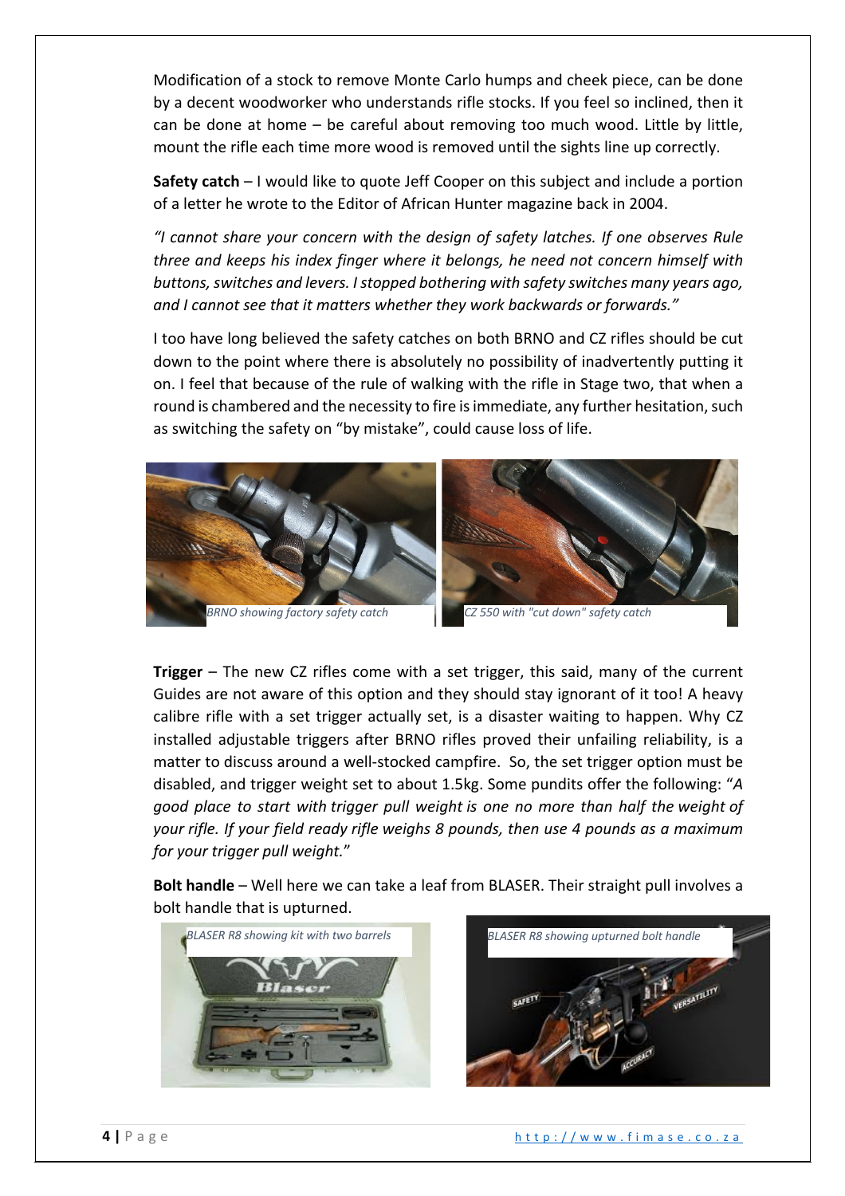Modification of a stock to remove Monte Carlo humps and cheek piece, can be done by a decent woodworker who understands rifle stocks. If you feel so inclined, then it can be done at home – be careful about removing too much wood. Little by little, mount the rifle each time more wood is removed until the sights line up correctly.

**Safety catch** – I would like to quote Jeff Cooper on this subject and include a portion of a letter he wrote to the Editor of African Hunter magazine back in 2004.

*"I cannot share your concern with the design of safety latches. If one observes Rule three and keeps his index finger where it belongs, he need not concern himself with buttons, switches and levers. I stopped bothering with safety switches many years ago, and I cannot see that it matters whether they work backwards or forwards."*

I too have long believed the safety catches on both BRNO and CZ rifles should be cut down to the point where there is absolutely no possibility of inadvertently putting it on. I feel that because of the rule of walking with the rifle in Stage two, that when a round is chambered and the necessity to fire is immediate, any further hesitation, such as switching the safety on "by mistake", could cause loss of life.

*BRNO showing factory safety catch*

*CZ 550 with "cut down" safety catch*

**Trigger** – The new CZ rifles come with a set trigger, this said, many of the current Guides are not aware of this option and they should stay ignorant of it too! A heavy calibre rifle with a set trigger actually set, is a disaster waiting to happen. Why CZ installed adjustable triggers after BRNO rifles proved their unfailing reliability, is a matter to discuss around a well-stocked campfire. So, the set trigger option must be disabled, and trigger weight set to about 1.5kg. Some pundits offer the following: "*A good place to start with trigger pull weight is one no more than half the weight of your rifle. If your field ready rifle weighs 8 pounds, then use 4 pounds as a maximum for your trigger pull weight.*"

**Bolt handle** – Well here we can take a leaf from BLASER. Their straight pull involves a bolt handle that is upturned.

*BLASER R8 showing kit with two barrels*

*BLASER R8 showing upturned bolt handle*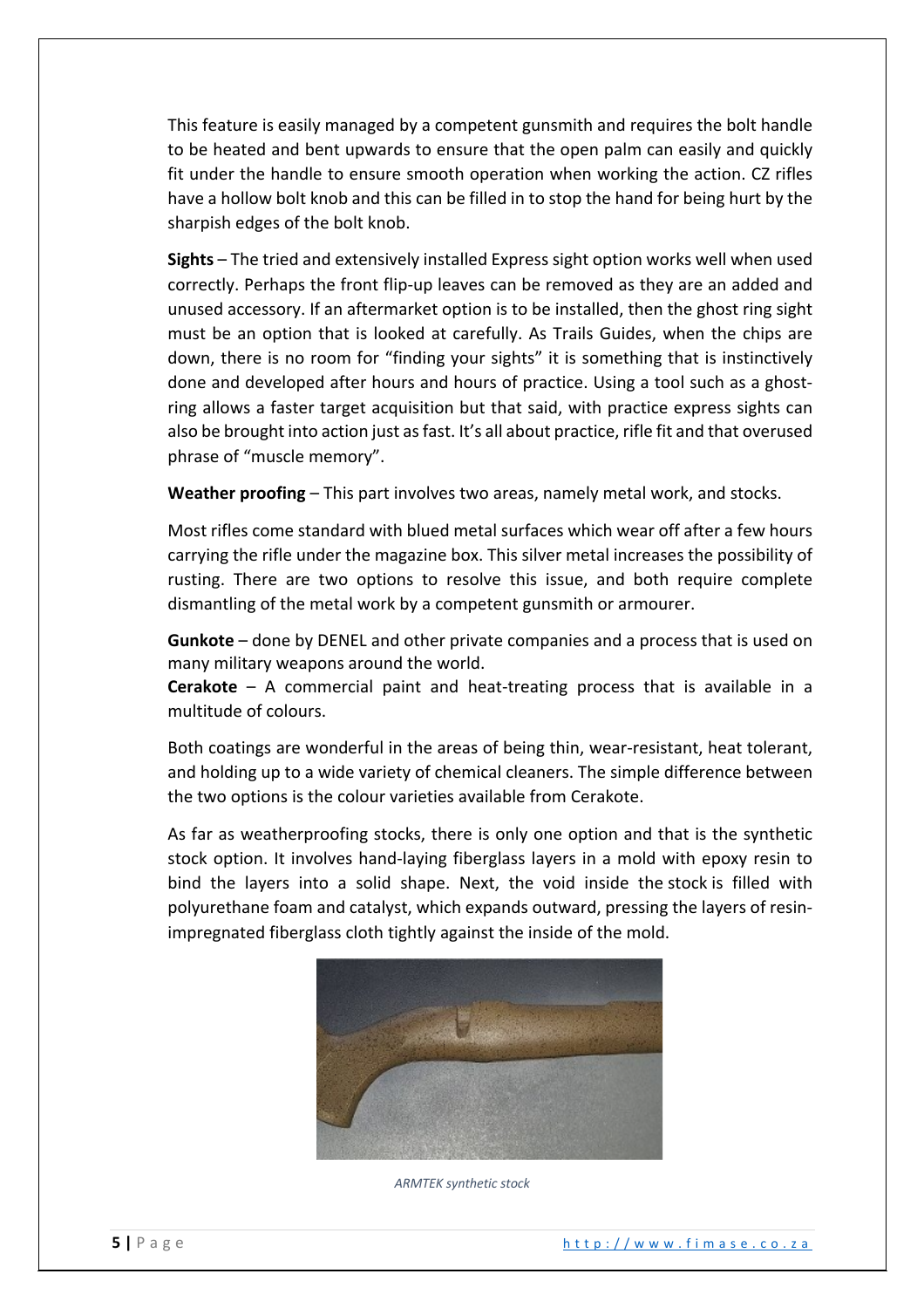This feature is easily managed by a competent gunsmith and requires the bolt handle to be heated and bent upwards to ensure that the open palm can easily and quickly fit under the handle to ensure smooth operation when working the action. CZ rifles have a hollow bolt knob and this can be filled in to stop the hand for being hurt by the sharpish edges of the bolt knob.

**Sights** – The tried and extensively installed Express sight option works well when used correctly. Perhaps the front flip-up leaves can be removed as they are an added and unused accessory. If an aftermarket option is to be installed, then the ghost ring sight must be an option that is looked at carefully. As Trails Guides, when the chips are down, there is no room for "finding your sights" it is something that is instinctively done and developed after hours and hours of practice. Using a tool such as a ghost-ring allows a faster target acquisition but that said, with practice express sights can also be brought into action just as fast. It's all about practice, rifle fit and that overused phrase of "muscle memory".

**Weather proofing** – This part involves two areas, namely metal work, and stocks.

Most rifles come standard with blued metal surfaces which wear off after a few hours carrying the rifle under the magazine box. This silver metal increases the possibility of rusting. There are two options to resolve this issue, and both require complete dismantling of the metal work by a competent gunsmith or armourer.

**Gunkote** – done by DENEL and other private companies and a process that is used on many military weapons around the world.
**Cerakote** – A commercial paint and heat-treating process that is available in a multitude of colours.

Both coatings are wonderful in the areas of being thin, wear-resistant, heat tolerant, and holding up to a wide variety of chemical cleaners. The simple difference between the two options is the colour varieties available from Cerakote.

As far as weatherproofing stocks, there is only one option and that is the synthetic stock option. It involves hand-laying fiberglass layers in a mold with epoxy resin to bind the layers into a solid shape. Next, the void inside the stock is filled with polyurethane foam and catalyst, which expands outward, pressing the layers of resin-impregnated fiberglass cloth tightly against the inside of the mold.

*ARMTEK synthetic stock*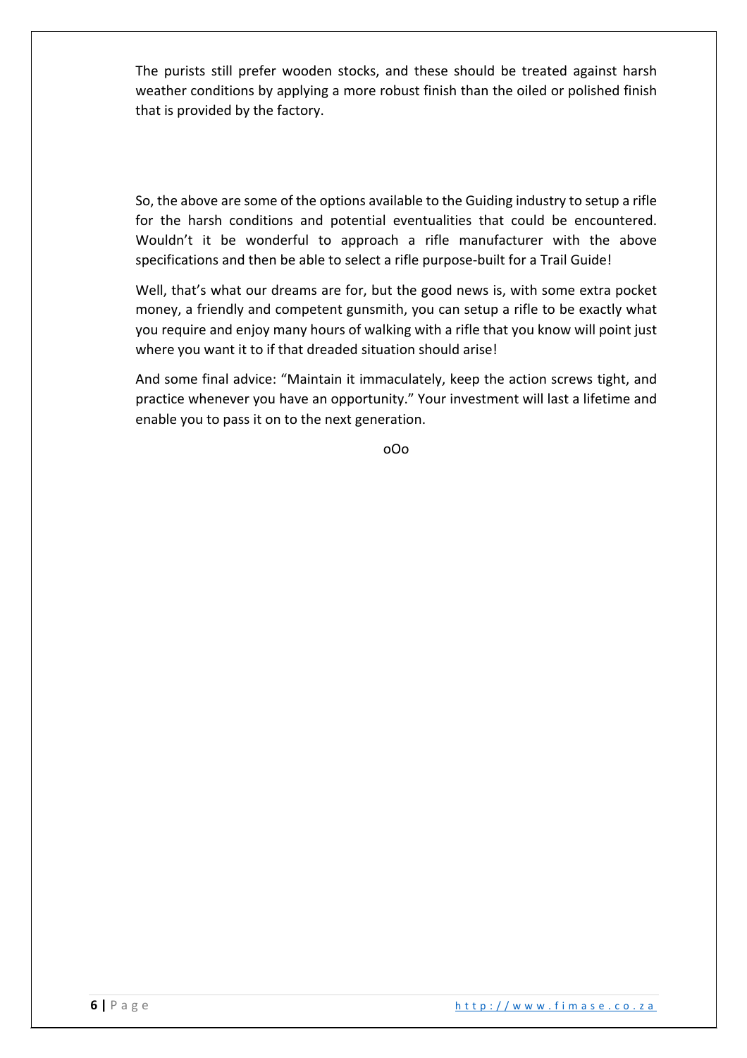The purists still prefer wooden stocks, and these should be treated against harsh weather conditions by applying a more robust finish than the oiled or polished finish that is provided by the factory.

So, the above are some of the options available to the Guiding industry to setup a rifle for the harsh conditions and potential eventualities that could be encountered. Wouldn't it be wonderful to approach a rifle manufacturer with the above specifications and then be able to select a rifle purpose-built for a Trail Guide!

Well, that's what our dreams are for, but the good news is, with some extra pocket money, a friendly and competent gunsmith, you can setup a rifle to be exactly what you require and enjoy many hours of walking with a rifle that you know will point just where you want it to if that dreaded situation should arise!

And some final advice: "Maintain it immaculately, keep the action screws tight, and practice whenever you have an opportunity." Your investment will last a lifetime and enable you to pass it on to the next generation.

oOo